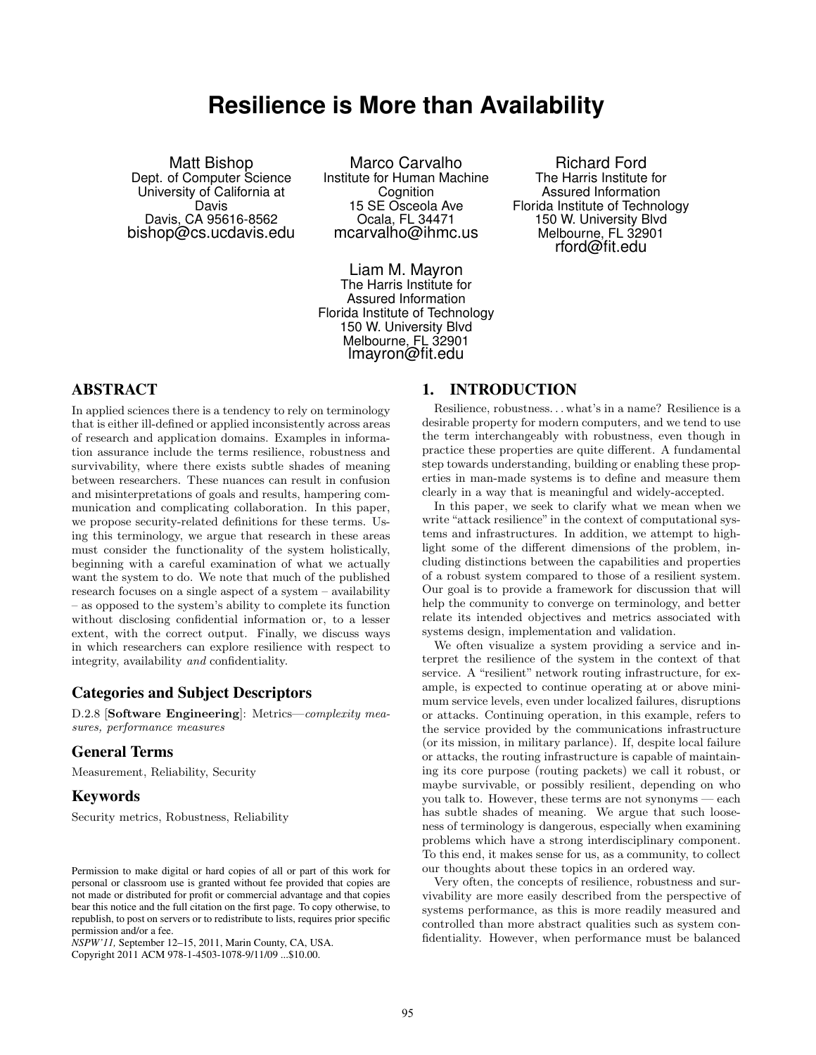# Resilience is More than Availability

Matt Bishop
Dept. of Computer Science
University of California at Davis
Davis, CA 95616-8562
bishop@cs.ucdavis.edu

Marco Carvalho
Institute for Human Machine Cognition
15 SE Osceola Ave
Ocala, FL 34471
mcarvalho@ihmc.us

Richard Ford
The Harris Institute for Assured Information
Florida Institute of Technology
150 W. University Blvd
Melbourne, FL 32901
rford@fit.edu

Liam M. Mayron
The Harris Institute for Assured Information
Florida Institute of Technology
150 W. University Blvd
Melbourne, FL 32901
lmayron@fit.edu

## ABSTRACT

In applied sciences there is a tendency to rely on terminology that is either ill-defined or applied inconsistently across areas of research and application domains. Examples in information assurance include the terms resilience, robustness and survivability, where there exists subtle shades of meaning between researchers. These nuances can result in confusion and misinterpretations of goals and results, hampering communication and complicating collaboration. In this paper, we propose security-related definitions for these terms. Using this terminology, we argue that research in these areas must consider the functionality of the system holistically, beginning with a careful examination of what we actually want the system to do. We note that much of the published research focuses on a single aspect of a system – availability – as opposed to the system's ability to complete its function without disclosing confidential information or, to a lesser extent, with the correct output. Finally, we discuss ways in which researchers can explore resilience with respect to integrity, availability *and* confidentiality.

### Categories and Subject Descriptors

D.2.8 [**Software Engineering**]: Metrics—*complexity measures, performance measures*

### General Terms

Measurement, Reliability, Security

### Keywords

Security metrics, Robustness, Reliability

Permission to make digital or hard copies of all or part of this work for personal or classroom use is granted without fee provided that copies are not made or distributed for profit or commercial advantage and that copies bear this notice and the full citation on the first page. To copy otherwise, to republish, to post on servers or to redistribute to lists, requires prior specific permission and/or a fee.
*NSPW'11,* September 12–15, 2011, Marin County, CA, USA.
Copyright 2011 ACM 978-1-4503-1078-9/11/09 ...$10.00.

## 1. INTRODUCTION

Resilience, robustness... what's in a name? Resilience is a desirable property for modern computers, and we tend to use the term interchangeably with robustness, even though in practice these properties are quite different. A fundamental step towards understanding, building or enabling these properties in man-made systems is to define and measure them clearly in a way that is meaningful and widely-accepted.

In this paper, we seek to clarify what we mean when we write "attack resilience" in the context of computational systems and infrastructures. In addition, we attempt to highlight some of the different dimensions of the problem, including distinctions between the capabilities and properties of a robust system compared to those of a resilient system. Our goal is to provide a framework for discussion that will help the community to converge on terminology, and better relate its intended objectives and metrics associated with systems design, implementation and validation.

We often visualize a system providing a service and interpret the resilience of the system in the context of that service. A "resilient" network routing infrastructure, for example, is expected to continue operating at or above minimum service levels, even under localized failures, disruptions or attacks. Continuing operation, in this example, refers to the service provided by the communications infrastructure (or its mission, in military parlance). If, despite local failure or attacks, the routing infrastructure is capable of maintaining its core purpose (routing packets) we call it robust, or maybe survivable, or possibly resilient, depending on who you talk to. However, these terms are not synonyms — each has subtle shades of meaning. We argue that such looseness of terminology is dangerous, especially when examining problems which have a strong interdisciplinary component. To this end, it makes sense for us, as a community, to collect our thoughts about these topics in an ordered way.

Very often, the concepts of resilience, robustness and survivability are more easily described from the perspective of systems performance, as this is more readily measured and controlled than more abstract qualities such as system confidentiality. However, when performance must be balanced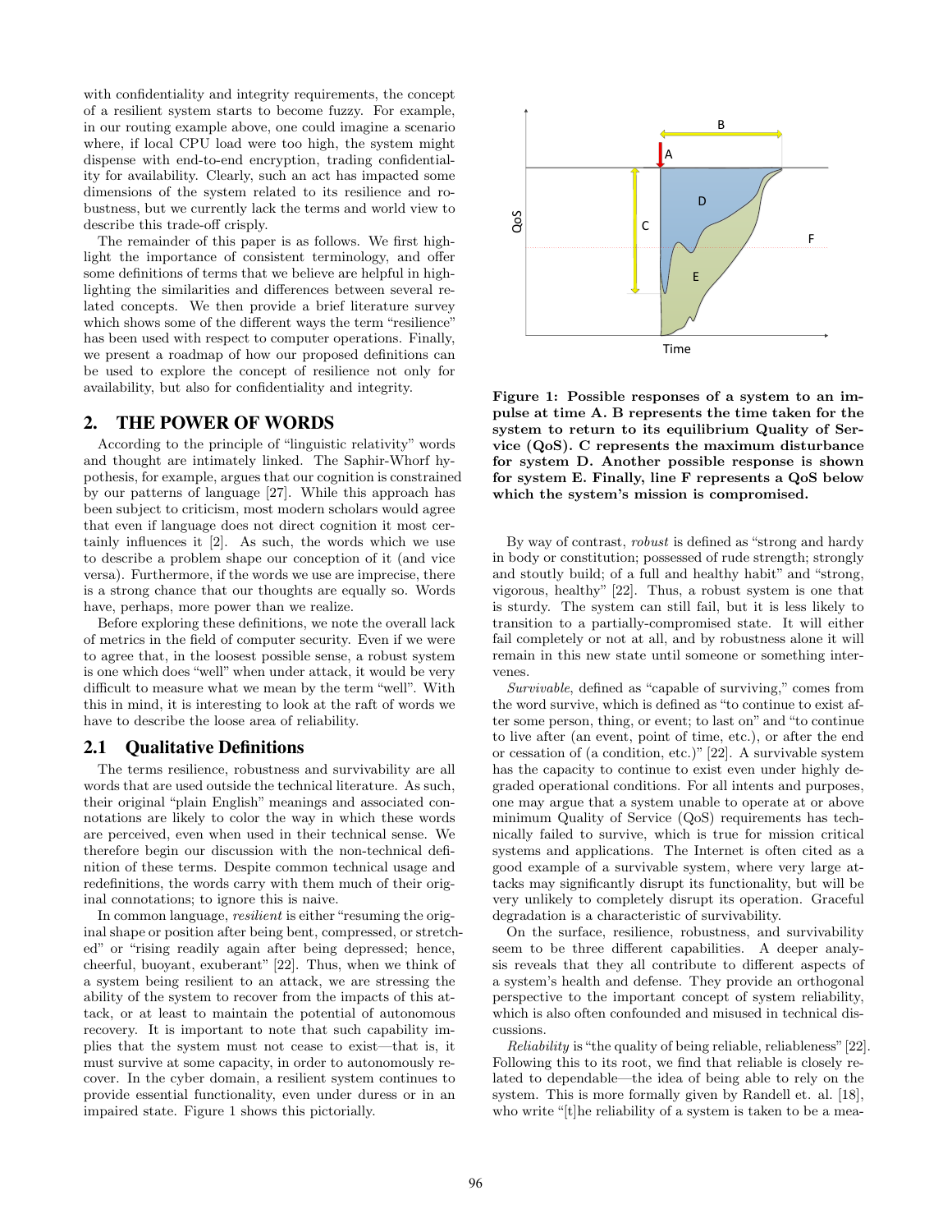with confidentiality and integrity requirements, the concept of a resilient system starts to become fuzzy. For example, in our routing example above, one could imagine a scenario where, if local CPU load were too high, the system might dispense with end-to-end encryption, trading confidentiality for availability. Clearly, such an act has impacted some dimensions of the system related to its resilience and robustness, but we currently lack the terms and world view to describe this trade-off crisply.

The remainder of this paper is as follows. We first highlight the importance of consistent terminology, and offer some definitions of terms that we believe are helpful in highlighting the similarities and differences between several related concepts. We then provide a brief literature survey which shows some of the different ways the term "resilience" has been used with respect to computer operations. Finally, we present a roadmap of how our proposed definitions can be used to explore the concept of resilience not only for availability, but also for confidentiality and integrity.

## 2. THE POWER OF WORDS

According to the principle of "linguistic relativity" words and thought are intimately linked. The Saphir-Whorf hypothesis, for example, argues that our cognition is constrained by our patterns of language [27]. While this approach has been subject to criticism, most modern scholars would agree that even if language does not direct cognition it most certainly influences it [2]. As such, the words which we use to describe a problem shape our conception of it (and vice versa). Furthermore, if the words we use are imprecise, there is a strong chance that our thoughts are equally so. Words have, perhaps, more power than we realize.

Before exploring these definitions, we note the overall lack of metrics in the field of computer security. Even if we were to agree that, in the loosest possible sense, a robust system is one which does "well" when under attack, it would be very difficult to measure what we mean by the term "well". With this in mind, it is interesting to look at the raft of words we have to describe the loose area of reliability.

### 2.1 Qualitative Definitions

The terms resilience, robustness and survivability are all words that are used outside the technical literature. As such, their original "plain English" meanings and associated connotations are likely to color the way in which these words are perceived, even when used in their technical sense. We therefore begin our discussion with the non-technical definition of these terms. Despite common technical usage and redefinitions, the words carry with them much of their original connotations; to ignore this is naive.

In common language, *resilient* is either "resuming the original shape or position after being bent, compressed, or stretched" or "rising readily again after being depressed; hence, cheerful, buoyant, exuberant" [22]. Thus, when we think of a system being resilient to an attack, we are stressing the ability of the system to recover from the impacts of this attack, or at least to maintain the potential of autonomous recovery. It is important to note that such capability implies that the system must not cease to exist—that is, it must survive at some capacity, in order to autonomously recover. In the cyber domain, a resilient system continues to provide essential functionality, even under duress or in an impaired state. Figure 1 shows this pictorially.

**Figure 1: Possible responses of a system to an impulse at time A. B represents the time taken for the system to return to its equilibrium Quality of Service (QoS). C represents the maximum disturbance for system D. Another possible response is shown for system E. Finally, line F represents a QoS below which the system's mission is compromised.**

By way of contrast, *robust* is defined as "strong and hardy in body or constitution; possessed of rude strength; strongly and stoutly build; of a full and healthy habit" and "strong, vigorous, healthy" [22]. Thus, a robust system is one that is sturdy. The system can still fail, but it is less likely to transition to a partially-compromised state. It will either fail completely or not at all, and by robustness alone it will remain in this new state until someone or something intervenes.

*Survivable*, defined as "capable of surviving," comes from the word survive, which is defined as "to continue to exist after some person, thing, or event; to last on" and "to continue to live after (an event, point of time, etc.), or after the end or cessation of (a condition, etc.)" [22]. A survivable system has the capacity to continue to exist even under highly degraded operational conditions. For all intents and purposes, one may argue that a system unable to operate at or above minimum Quality of Service (QoS) requirements has technically failed to survive, which is true for mission critical systems and applications. The Internet is often cited as a good example of a survivable system, where very large attacks may significantly disrupt its functionality, but will be very unlikely to completely disrupt its operation. Graceful degradation is a characteristic of survivability.

On the surface, resilience, robustness, and survivability seem to be three different capabilities. A deeper analysis reveals that they all contribute to different aspects of a system's health and defense. They provide an orthogonal perspective to the important concept of system reliability, which is also often confounded and misused in technical discussions.

*Reliability* is "the quality of being reliable, reliableness" [22]. Following this to its root, we find that reliable is closely related to dependable—the idea of being able to rely on the system. This is more formally given by Randell et. al. [18], who write "[t]he reliability of a system is taken to be a mea-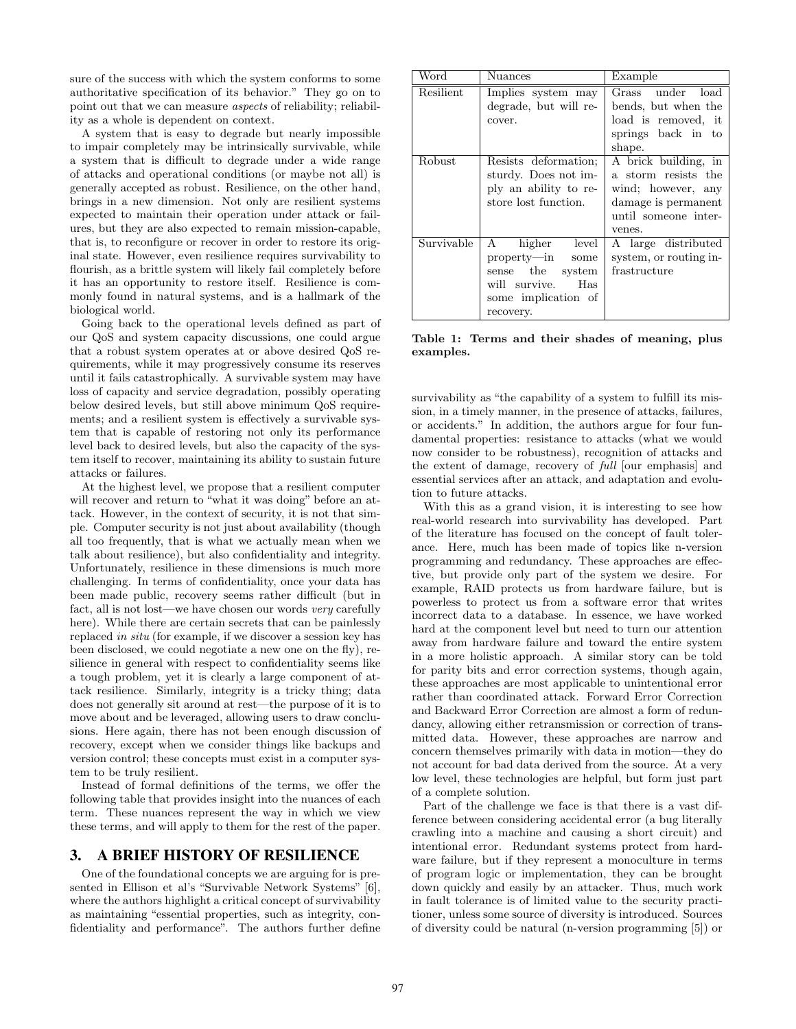sure of the success with which the system conforms to some authoritative specification of its behavior." They go on to point out that we can measure *aspects* of reliability; reliability as a whole is dependent on context.

A system that is easy to degrade but nearly impossible to impair completely may be intrinsically survivable, while a system that is difficult to degrade under a wide range of attacks and operational conditions (or maybe not all) is generally accepted as robust. Resilience, on the other hand, brings in a new dimension. Not only are resilient systems expected to maintain their operation under attack or failures, but they are also expected to remain mission-capable, that is, to reconfigure or recover in order to restore its original state. However, even resilience requires survivability to flourish, as a brittle system will likely fail completely before it has an opportunity to restore itself. Resilience is commonly found in natural systems, and is a hallmark of the biological world.

Going back to the operational levels defined as part of our QoS and system capacity discussions, one could argue that a robust system operates at or above desired QoS requirements, while it may progressively consume its reserves until it fails catastrophically. A survivable system may have loss of capacity and service degradation, possibly operating below desired levels, but still above minimum QoS requirements; and a resilient system is effectively a survivable system that is capable of restoring not only its performance level back to desired levels, but also the capacity of the system itself to recover, maintaining its ability to sustain future attacks or failures.

At the highest level, we propose that a resilient computer will recover and return to "what it was doing" before an attack. However, in the context of security, it is not that simple. Computer security is not just about availability (though all too frequently, that is what we actually mean when we talk about resilience), but also confidentiality and integrity. Unfortunately, resilience in these dimensions is much more challenging. In terms of confidentiality, once your data has been made public, recovery seems rather difficult (but in fact, all is not lost—we have chosen our words *very* carefully here). While there are certain secrets that can be painlessly replaced *in situ* (for example, if we discover a session key has been disclosed, we could negotiate a new one on the fly), resilience in general with respect to confidentiality seems like a tough problem, yet it is clearly a large component of attack resilience. Similarly, integrity is a tricky thing; data does not generally sit around at rest—the purpose of it is to move about and be leveraged, allowing users to draw conclusions. Here again, there has not been enough discussion of recovery, except when we consider things like backups and version control; these concepts must exist in a computer system to be truly resilient.

Instead of formal definitions of the terms, we offer the following table that provides insight into the nuances of each term. These nuances represent the way in which we view these terms, and will apply to them for the rest of the paper.

| Word | Nuances | Example |
|---|---|---|
| Resilient | Implies system may degrade, but will recover. | Grass under load bends, but when the load is removed, it springs back in to shape. |
| Robust | Resists deformation; sturdy. Does not imply an ability to restore lost function. | A brick building, in a storm resists the wind; however, any damage is permanent until someone intervenes. |
| Survivable | A higher level property—in some sense the system will survive. Has some implication of recovery. | A large distributed system, or routing infrastructure |

**Table 1: Terms and their shades of meaning, plus examples.**

## 3. A BRIEF HISTORY OF RESILIENCE

One of the foundational concepts we are arguing for is presented in Ellison et al's "Survivable Network Systems" [6], where the authors highlight a critical concept of survivability as maintaining "essential properties, such as integrity, confidentiality and performance". The authors further define survivability as "the capability of a system to fulfill its mission, in a timely manner, in the presence of attacks, failures, or accidents." In addition, the authors argue for four fundamental properties: resistance to attacks (what we would now consider to be robustness), recognition of attacks and the extent of damage, recovery of *full* [our emphasis] and essential services after an attack, and adaptation and evolution to future attacks.

With this as a grand vision, it is interesting to see how real-world research into survivability has developed. Part of the literature has focused on the concept of fault tolerance. Here, much has been made of topics like n-version programming and redundancy. These approaches are effective, but provide only part of the system we desire. For example, RAID protects us from hardware failure, but is powerless to protect us from a software error that writes incorrect data to a database. In essence, we have worked hard at the component level but need to turn our attention away from hardware failure and toward the entire system in a more holistic approach. A similar story can be told for parity bits and error correction systems, though again, these approaches are most applicable to unintentional error rather than coordinated attack. Forward Error Correction and Backward Error Correction are almost a form of redundancy, allowing either retransmission or correction of transmitted data. However, these approaches are narrow and concern themselves primarily with data in motion—they do not account for bad data derived from the source. At a very low level, these technologies are helpful, but form just part of a complete solution.

Part of the challenge we face is that there is a vast difference between considering accidental error (a bug literally crawling into a machine and causing a short circuit) and intentional error. Redundant systems protect from hardware failure, but if they represent a monoculture in terms of program logic or implementation, they can be brought down quickly and easily by an attacker. Thus, much work in fault tolerance is of limited value to the security practitioner, unless some source of diversity is introduced. Sources of diversity could be natural (n-version programming [5]) or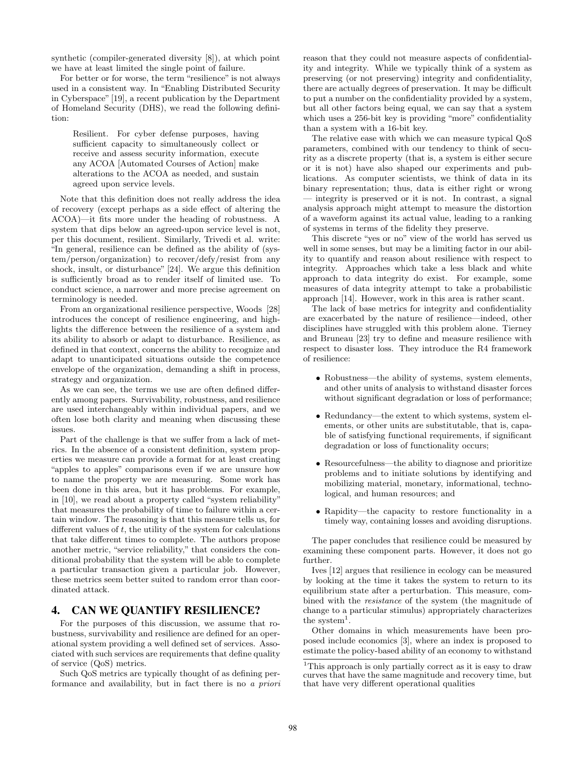synthetic (compiler-generated diversity [8]), at which point we have at least limited the single point of failure.

For better or for worse, the term "resilience" is not always used in a consistent way. In "Enabling Distributed Security in Cyberspace" [19], a recent publication by the Department of Homeland Security (DHS), we read the following definition:

> Resilient. For cyber defense purposes, having sufficient capacity to simultaneously collect or receive and assess security information, execute any ACOA [Automated Courses of Action] make alterations to the ACOA as needed, and sustain agreed upon service levels.

Note that this definition does not really address the idea of recovery (except perhaps as a side effect of altering the ACOA)—it fits more under the heading of robustness. A system that dips below an agreed-upon service level is not, per this document, resilient. Similarly, Trivedi et al. write: "In general, resilience can be defined as the ability of (system/person/organization) to recover/defy/resist from any shock, insult, or disturbance" [24]. We argue this definition is sufficiently broad as to render itself of limited use. To conduct science, a narrower and more precise agreement on terminology is needed.

From an organizational resilience perspective, Woods [28] introduces the concept of resilience engineering, and highlights the difference between the resilience of a system and its ability to absorb or adapt to disturbance. Resilience, as defined in that context, concerns the ability to recognize and adapt to unanticipated situations outside the competence envelope of the organization, demanding a shift in process, strategy and organization.

As we can see, the terms we use are often defined differently among papers. Survivability, robustness, and resilience are used interchangeably within individual papers, and we often lose both clarity and meaning when discussing these issues.

Part of the challenge is that we suffer from a lack of metrics. In the absence of a consistent definition, system properties we measure can provide a format for at least creating "apples to apples" comparisons even if we are unsure how to name the property we are measuring. Some work has been done in this area, but it has problems. For example, in [10], we read about a property called "system reliability" that measures the probability of time to failure within a certain window. The reasoning is that this measure tells us, for different values of $t$, the utility of the system for calculations that take different times to complete. The authors propose another metric, "service reliability," that considers the conditional probability that the system will be able to complete a particular transaction given a particular job. However, these metrics seem better suited to random error than coordinated attack.

## 4. CAN WE QUANTIFY RESILIENCE?

For the purposes of this discussion, we assume that robustness, survivability and resilience are defined for an operational system providing a well defined set of services. Associated with such services are requirements that define quality of service (QoS) metrics.

Such QoS metrics are typically thought of as defining performance and availability, but in fact there is no *a priori* reason that they could not measure aspects of confidentiality and integrity. While we typically think of a system as preserving (or not preserving) integrity and confidentiality, there are actually degrees of preservation. It may be difficult to put a number on the confidentiality provided by a system, but all other factors being equal, we can say that a system which uses a 256-bit key is providing "more" confidentiality than a system with a 16-bit key.

The relative ease with which we can measure typical QoS parameters, combined with our tendency to think of security as a discrete property (that is, a system is either secure or it is not) have also shaped our experiments and publications. As computer scientists, we think of data in its binary representation; thus, data is either right or wrong — integrity is preserved or it is not. In contrast, a signal analysis approach might attempt to measure the distortion of a waveform against its actual value, leading to a ranking of systems in terms of the fidelity they preserve.

This discrete "yes or no" view of the world has served us well in some senses, but may be a limiting factor in our ability to quantify and reason about resilience with respect to integrity. Approaches which take a less black and white approach to data integrity do exist. For example, some measures of data integrity attempt to take a probabilistic approach [14]. However, work in this area is rather scant.

The lack of base metrics for integrity and confidentiality are exacerbated by the nature of resilience—indeed, other disciplines have struggled with this problem alone. Tierney and Bruneau [23] try to define and measure resilience with respect to disaster loss. They introduce the R4 framework of resilience:

- Robustness—the ability of systems, system elements, and other units of analysis to withstand disaster forces without significant degradation or loss of performance;
- Redundancy—the extent to which systems, system elements, or other units are substitutable, that is, capable of satisfying functional requirements, if significant degradation or loss of functionality occurs;
- Resourcefulness—the ability to diagnose and prioritize problems and to initiate solutions by identifying and mobilizing material, monetary, informational, technological, and human resources; and
- Rapidity—the capacity to restore functionality in a timely way, containing losses and avoiding disruptions.

The paper concludes that resilience could be measured by examining these component parts. However, it does not go further.

Ives [12] argues that resilience in ecology can be measured by looking at the time it takes the system to return to its equilibrium state after a perturbation. This measure, combined with the *resistance* of the system (the magnitude of change to a particular stimulus) appropriately characterizes the system[1].

Other domains in which measurements have been proposed include economics [3], where an index is proposed to estimate the policy-based ability of an economy to withstand

[1]This approach is only partially correct as it is easy to draw curves that have the same magnitude and recovery time, but that have very different operational qualities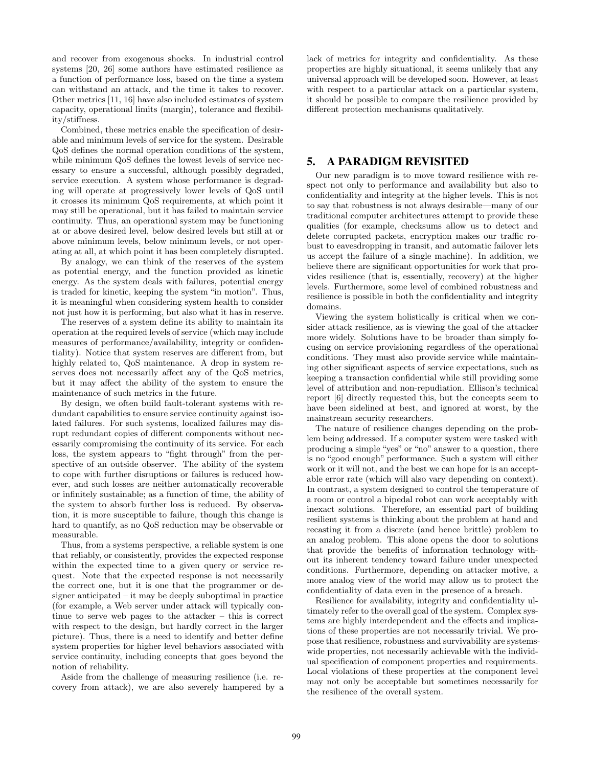and recover from exogenous shocks. In industrial control systems [20, 26] some authors have estimated resilience as a function of performance loss, based on the time a system can withstand an attack, and the time it takes to recover. Other metrics [11, 16] have also included estimates of system capacity, operational limits (margin), tolerance and flexibility/stiffness.

Combined, these metrics enable the specification of desirable and minimum levels of service for the system. Desirable QoS defines the normal operation conditions of the system, while minimum QoS defines the lowest levels of service necessary to ensure a successful, although possibly degraded, service execution. A system whose performance is degrading will operate at progressively lower levels of QoS until it crosses its minimum QoS requirements, at which point it may still be operational, but it has failed to maintain service continuity. Thus, an operational system may be functioning at or above desired level, below desired levels but still at or above minimum levels, below minimum levels, or not operating at all, at which point it has been completely disrupted.

By analogy, we can think of the reserves of the system as potential energy, and the function provided as kinetic energy. As the system deals with failures, potential energy is traded for kinetic, keeping the system "in motion". Thus, it is meaningful when considering system health to consider not just how it is performing, but also what it has in reserve.

The reserves of a system define its ability to maintain its operation at the required levels of service (which may include measures of performance/availability, integrity or confidentiality). Notice that system reserves are different from, but highly related to, QoS maintenance. A drop in system reserves does not necessarily affect any of the QoS metrics, but it may affect the ability of the system to ensure the maintenance of such metrics in the future.

By design, we often build fault-tolerant systems with redundant capabilities to ensure service continuity against isolated failures. For such systems, localized failures may disrupt redundant copies of different components without necessarily compromising the continuity of its service. For each loss, the system appears to "fight through" from the perspective of an outside observer. The ability of the system to cope with further disruptions or failures is reduced however, and such losses are neither automatically recoverable or infinitely sustainable; as a function of time, the ability of the system to absorb further loss is reduced. By observation, it is more susceptible to failure, though this change is hard to quantify, as no QoS reduction may be observable or measurable.

Thus, from a systems perspective, a reliable system is one that reliably, or consistently, provides the expected response within the expected time to a given query or service request. Note that the expected response is not necessarily the correct one, but it is one that the programmer or designer anticipated – it may be deeply suboptimal in practice (for example, a Web server under attack will typically continue to serve web pages to the attacker – this is correct with respect to the design, but hardly correct in the larger picture). Thus, there is a need to identify and better define system properties for higher level behaviors associated with service continuity, including concepts that goes beyond the notion of reliability.

Aside from the challenge of measuring resilience (i.e. recovery from attack), we are also severely hampered by a lack of metrics for integrity and confidentiality. As these properties are highly situational, it seems unlikely that any universal approach will be developed soon. However, at least with respect to a particular attack on a particular system, it should be possible to compare the resilience provided by different protection mechanisms qualitatively.

## 5. A PARADIGM REVISITED

Our new paradigm is to move toward resilience with respect not only to performance and availability but also to confidentiality and integrity at the higher levels. This is not to say that robustness is not always desirable—many of our traditional computer architectures attempt to provide these qualities (for example, checksums allow us to detect and delete corrupted packets, encryption makes our traffic robust to eavesdropping in transit, and automatic failover lets us accept the failure of a single machine). In addition, we believe there are significant opportunities for work that provides resilience (that is, essentially, recovery) at the higher levels. Furthermore, some level of combined robustness and resilience is possible in both the confidentiality and integrity domains.

Viewing the system holistically is critical when we consider attack resilience, as is viewing the goal of the attacker more widely. Solutions have to be broader than simply focusing on service provisioning regardless of the operational conditions. They must also provide service while maintaining other significant aspects of service expectations, such as keeping a transaction confidential while still providing some level of attribution and non-repudiation. Ellison's technical report [6] directly requested this, but the concepts seem to have been sidelined at best, and ignored at worst, by the mainstream security researchers.

The nature of resilience changes depending on the problem being addressed. If a computer system were tasked with producing a simple "yes" or "no" answer to a question, there is no "good enough" performance. Such a system will either work or it will not, and the best we can hope for is an acceptable error rate (which will also vary depending on context). In contrast, a system designed to control the temperature of a room or control a bipedal robot can work acceptably with inexact solutions. Therefore, an essential part of building resilient systems is thinking about the problem at hand and recasting it from a discrete (and hence brittle) problem to an analog problem. This alone opens the door to solutions that provide the benefits of information technology without its inherent tendency toward failure under unexpected conditions. Furthermore, depending on attacker motive, a more analog view of the world may allow us to protect the confidentiality of data even in the presence of a breach.

Resilience for availability, integrity and confidentiality ultimately refer to the overall goal of the system. Complex systems are highly interdependent and the effects and implications of these properties are not necessarily trivial. We propose that resilience, robustness and survivability are systems-wide properties, not necessarily achievable with the individual specification of component properties and requirements. Local violations of these properties at the component level may not only be acceptable but sometimes necessarily for the resilience of the overall system.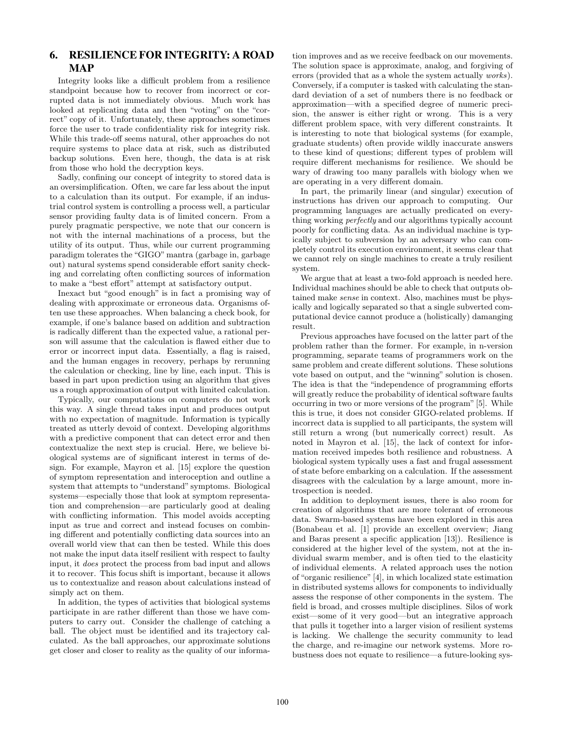## 6. RESILIENCE FOR INTEGRITY: A ROAD MAP

Integrity looks like a difficult problem from a resilience standpoint because how to recover from incorrect or corrupted data is not immediately obvious. Much work has looked at replicating data and then "voting" on the "correct" copy of it. Unfortunately, these approaches sometimes force the user to trade confidentiality risk for integrity risk. While this trade-off seems natural, other approaches do not require systems to place data at risk, such as distributed backup solutions. Even here, though, the data is at risk from those who hold the decryption keys.

Sadly, confining our concept of integrity to stored data is an oversimplification. Often, we care far less about the input to a calculation than its output. For example, if an industrial control system is controlling a process well, a particular sensor providing faulty data is of limited concern. From a purely pragmatic perspective, we note that our concern is not with the internal machinations of a process, but the utility of its output. Thus, while our current programming paradigm tolerates the "GIGO" mantra (garbage in, garbage out) natural systems spend considerable effort sanity checking and correlating often conflicting sources of information to make a "best effort" attempt at satisfactory output.

Inexact but "good enough" is in fact a promising way of dealing with approximate or erroneous data. Organisms often use these approaches. When balancing a check book, for example, if one's balance based on addition and subtraction is radically different than the expected value, a rational person will assume that the calculation is flawed either due to error or incorrect input data. Essentially, a flag is raised, and the human engages in recovery, perhaps by rerunning the calculation or checking, line by line, each input. This is based in part upon prediction using an algorithm that gives us a rough approximation of output with limited calculation.

Typically, our computations on computers do not work this way. A single thread takes input and produces output with no expectation of magnitude. Information is typically treated as utterly devoid of context. Developing algorithms with a predictive component that can detect error and then contextualize the next step is crucial. Here, we believe biological systems are of significant interest in terms of design. For example, Mayron et al. [15] explore the question of symptom representation and interoception and outline a system that attempts to "understand" symptoms. Biological systems—especially those that look at symptom representation and comprehension—are particularly good at dealing with conflicting information. This model avoids accepting input as true and correct and instead focuses on combining different and potentially conflicting data sources into an overall world view that can then be tested. While this does not make the input data itself resilient with respect to faulty input, it *does* protect the process from bad input and allows it to recover. This focus shift is important, because it allows us to contextualize and reason about calculations instead of simply act on them.

In addition, the types of activities that biological systems participate in are rather different than those we have computers to carry out. Consider the challenge of catching a ball. The object must be identified and its trajectory calculated. As the ball approaches, our approximate solutions get closer and closer to reality as the quality of our information improves and as we receive feedback on our movements. The solution space is approximate, analog, and forgiving of errors (provided that as a whole the system actually *works*). Conversely, if a computer is tasked with calculating the standard deviation of a set of numbers there is no feedback or approximation—with a specified degree of numeric precision, the answer is either right or wrong. This is a very different problem space, with very different constraints. It is interesting to note that biological systems (for example, graduate students) often provide wildly inaccurate answers to these kind of questions; different types of problem will require different mechanisms for resilience. We should be wary of drawing too many parallels with biology when we are operating in a very different domain.

In part, the primarily linear (and singular) execution of instructions has driven our approach to computing. Our programming languages are actually predicated on everything working *perfectly* and our algorithms typically account poorly for conflicting data. As an individual machine is typically subject to subversion by an adversary who can completely control its execution environment, it seems clear that we cannot rely on single machines to create a truly resilient system.

We argue that at least a two-fold approach is needed here. Individual machines should be able to check that outputs obtained make *sense* in context. Also, machines must be physically and logically separated so that a single subverted computational device cannot produce a (holistically) damanging result.

Previous approaches have focused on the latter part of the problem rather than the former. For example, in n-version programming, separate teams of programmers work on the same problem and create different solutions. These solutions vote based on output, and the "winning" solution is chosen. The idea is that the "independence of programming efforts will greatly reduce the probability of identical software faults occurring in two or more versions of the program" [5]. While this is true, it does not consider GIGO-related problems. If incorrect data is supplied to all participants, the system will still return a wrong (but numerically correct) result. As noted in Mayron et al. [15], the lack of context for information received impedes both resilience and robustness. A biological system typically uses a fast and frugal assessment of state before embarking on a calculation. If the assessment disagrees with the calculation by a large amount, more introspection is needed.

In addition to deployment issues, there is also room for creation of algorithms that are more tolerant of erroneous data. Swarm-based systems have been explored in this area (Bonabeau et al. [1] provide an excellent overview; Jiang and Baras present a specific application [13]). Resilience is considered at the higher level of the system, not at the individual swarm member, and is often tied to the elasticity of individual elements. A related approach uses the notion of "organic resilience" [4], in which localized state estimation in distributed systems allows for components to individually assess the response of other components in the system. The field is broad, and crosses multiple disciplines. Silos of work exist—some of it very good—but an integrative approach that pulls it together into a larger vision of resilient systems is lacking. We challenge the security community to lead the charge, and re-imagine our network systems. More robustness does not equate to resilience—a future-looking sys-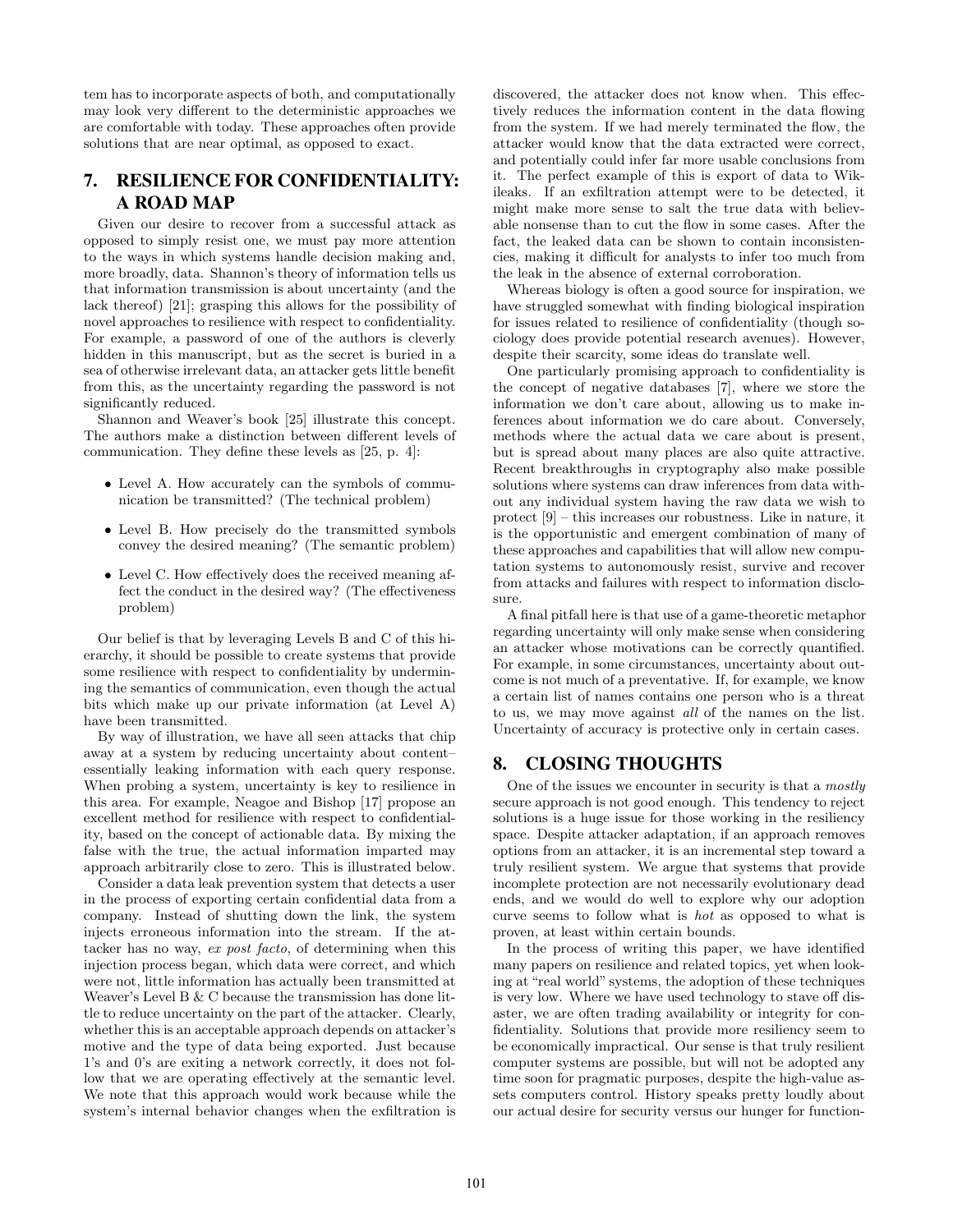tem has to incorporate aspects of both, and computationally may look very different to the deterministic approaches we are comfortable with today. These approaches often provide solutions that are near optimal, as opposed to exact.

## 7. RESILIENCE FOR CONFIDENTIALITY: A ROAD MAP

Given our desire to recover from a successful attack as opposed to simply resist one, we must pay more attention to the ways in which systems handle decision making and, more broadly, data. Shannon's theory of information tells us that information transmission is about uncertainty (and the lack thereof) [21]; grasping this allows for the possibility of novel approaches to resilience with respect to confidentiality. For example, a password of one of the authors is cleverly hidden in this manuscript, but as the secret is buried in a sea of otherwise irrelevant data, an attacker gets little benefit from this, as the uncertainty regarding the password is not significantly reduced.

Shannon and Weaver's book [25] illustrate this concept. The authors make a distinction between different levels of communication. They define these levels as [25, p. 4]:

- Level A. How accurately can the symbols of communication be transmitted? (The technical problem)
- Level B. How precisely do the transmitted symbols convey the desired meaning? (The semantic problem)
- Level C. How effectively does the received meaning affect the conduct in the desired way? (The effectiveness problem)

Our belief is that by leveraging Levels B and C of this hierarchy, it should be possible to create systems that provide some resilience with respect to confidentiality by undermining the semantics of communication, even though the actual bits which make up our private information (at Level A) have been transmitted.

By way of illustration, we have all seen attacks that chip away at a system by reducing uncertainty about content– essentially leaking information with each query response. When probing a system, uncertainty is key to resilience in this area. For example, Neagoe and Bishop [17] propose an excellent method for resilience with respect to confidentiality, based on the concept of actionable data. By mixing the false with the true, the actual information imparted may approach arbitrarily close to zero. This is illustrated below.

Consider a data leak prevention system that detects a user in the process of exporting certain confidential data from a company. Instead of shutting down the link, the system injects erroneous information into the stream. If the attacker has no way, *ex post facto*, of determining when this injection process began, which data were correct, and which were not, little information has actually been transmitted at Weaver's Level B & C because the transmission has done little to reduce uncertainty on the part of the attacker. Clearly, whether this is an acceptable approach depends on attacker's motive and the type of data being exported. Just because 1's and 0's are exiting a network correctly, it does not follow that we are operating effectively at the semantic level. We note that this approach would work because while the system's internal behavior changes when the exfiltration is discovered, the attacker does not know when. This effectively reduces the information content in the data flowing from the system. If we had merely terminated the flow, the attacker would know that the data extracted were correct, and potentially could infer far more usable conclusions from it. The perfect example of this is export of data to Wikileaks. If an exfiltration attempt were to be detected, it might make more sense to salt the true data with believable nonsense than to cut the flow in some cases. After the fact, the leaked data can be shown to contain inconsistencies, making it difficult for analysts to infer too much from the leak in the absence of external corroboration.

Whereas biology is often a good source for inspiration, we have struggled somewhat with finding biological inspiration for issues related to resilience of confidentiality (though sociology does provide potential research avenues). However, despite their scarcity, some ideas do translate well.

One particularly promising approach to confidentiality is the concept of negative databases [7], where we store the information we don't care about, allowing us to make inferences about information we do care about. Conversely, methods where the actual data we care about is present, but is spread about many places are also quite attractive. Recent breakthroughs in cryptography also make possible solutions where systems can draw inferences from data without any individual system having the raw data we wish to protect [9] – this increases our robustness. Like in nature, it is the opportunistic and emergent combination of many of these approaches and capabilities that will allow new computation systems to autonomously resist, survive and recover from attacks and failures with respect to information disclosure.

A final pitfall here is that use of a game-theoretic metaphor regarding uncertainty will only make sense when considering an attacker whose motivations can be correctly quantified. For example, in some circumstances, uncertainty about outcome is not much of a preventative. If, for example, we know a certain list of names contains one person who is a threat to us, we may move against *all* of the names on the list. Uncertainty of accuracy is protective only in certain cases.

## 8. CLOSING THOUGHTS

One of the issues we encounter in security is that a *mostly* secure approach is not good enough. This tendency to reject solutions is a huge issue for those working in the resiliency space. Despite attacker adaptation, if an approach removes options from an attacker, it is an incremental step toward a truly resilient system. We argue that systems that provide incomplete protection are not necessarily evolutionary dead ends, and we would do well to explore why our adoption curve seems to follow what is *hot* as opposed to what is proven, at least within certain bounds.

In the process of writing this paper, we have identified many papers on resilience and related topics, yet when looking at "real world" systems, the adoption of these techniques is very low. Where we have used technology to stave off disaster, we are often trading availability or integrity for confidentiality. Solutions that provide more resiliency seem to be economically impractical. Our sense is that truly resilient computer systems are possible, but will not be adopted any time soon for pragmatic purposes, despite the high-value assets computers control. History speaks pretty loudly about our actual desire for security versus our hunger for function-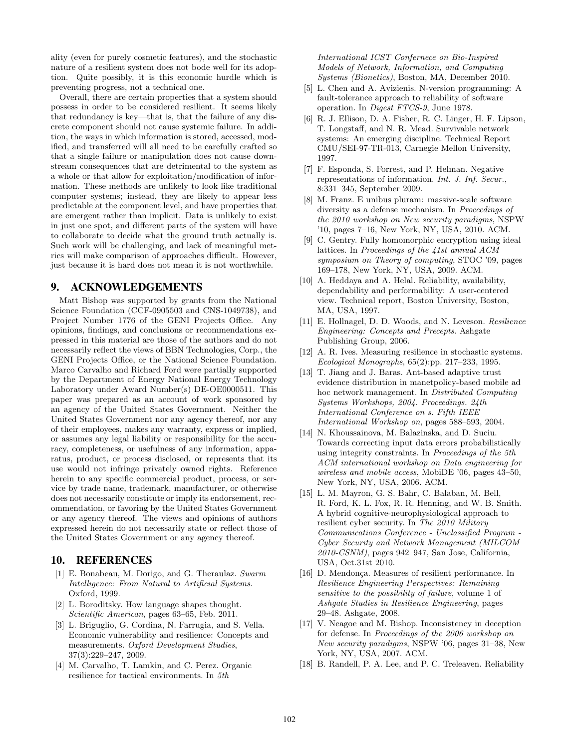ality (even for purely cosmetic features), and the stochastic nature of a resilient system does not bode well for its adoption. Quite possibly, it is this economic hurdle which is preventing progress, not a technical one.

Overall, there are certain properties that a system should possess in order to be considered resilient. It seems likely that redundancy is key—that is, that the failure of any discrete component should not cause systemic failure. In addition, the ways in which information is stored, accessed, modified, and transferred will all need to be carefully crafted so that a single failure or manipulation does not cause downstream consequences that are detrimental to the system as a whole or that allow for exploitation/modification of information. These methods are unlikely to look like traditional computer systems; instead, they are likely to appear less predictable at the component level, and have properties that are emergent rather than implicit. Data is unlikely to exist in just one spot, and different parts of the system will have to collaborate to decide what the ground truth actually is. Such work will be challenging, and lack of meaningful metrics will make comparison of approaches difficult. However, just because it is hard does not mean it is not worthwhile.

## 9. ACKNOWLEDGEMENTS

Matt Bishop was supported by grants from the National Science Foundation (CCF-0905503 and CNS-1049738), and Project Number 1776 of the GENI Projects Office. Any opinions, findings, and conclusions or recommendations expressed in this material are those of the authors and do not necessarily reflect the views of BBN Technologies, Corp., the GENI Projects Office, or the National Science Foundation. Marco Carvalho and Richard Ford were partially supported by the Department of Energy National Energy Technology Laboratory under Award Number(s) DE-OE0000511. This paper was prepared as an account of work sponsored by an agency of the United States Government. Neither the United States Government nor any agency thereof, nor any of their employees, makes any warranty, express or implied, or assumes any legal liability or responsibility for the accuracy, completeness, or usefulness of any information, apparatus, product, or process disclosed, or represents that its use would not infringe privately owned rights. Reference herein to any specific commercial product, process, or service by trade name, trademark, manufacturer, or otherwise does not necessarily constitute or imply its endorsement, recommendation, or favoring by the United States Government or any agency thereof. The views and opinions of authors expressed herein do not necessarily state or reflect those of the United States Government or any agency thereof.

## 10. REFERENCES

[1] E. Bonabeau, M. Dorigo, and G. Theraulaz. *Swarm Intelligence: From Natural to Artificial Systems*. Oxford, 1999.

[2] L. Boroditsky. How language shapes thought. *Scientific American*, pages 63–65, Feb. 2011.

[3] L. Briguglio, G. Cordina, N. Farrugia, and S. Vella. Economic vulnerability and resilience: Concepts and measurements. *Oxford Development Studies*, 37(3):229–247, 2009.

[4] M. Carvalho, T. Lamkin, and C. Perez. Organic resilience for tactical environments. In *5th International ICST Confernece on Bio-Inspired Models of Network, Information, and Computing Systems (Bionetics)*, Boston, MA, December 2010.

[5] L. Chen and A. Avizienis. N-version programming: A fault-tolerance approach to reliability of software operation. In *Digest FTCS-9*, June 1978.

[6] R. J. Ellison, D. A. Fisher, R. C. Linger, H. F. Lipson, T. Longstaff, and N. R. Mead. Survivable network systems: An emerging discipline. Technical Report CMU/SEI-97-TR-013, Carnegie Mellon University, 1997.

[7] F. Esponda, S. Forrest, and P. Helman. Negative representations of information. *Int. J. Inf. Secur.*, 8:331–345, September 2009.

[8] M. Franz. E unibus pluram: massive-scale software diversity as a defense mechanism. In *Proceedings of the 2010 workshop on New security paradigms*, NSPW '10, pages 7–16, New York, NY, USA, 2010. ACM.

[9] C. Gentry. Fully homomorphic encryption using ideal lattices. In *Proceedings of the 41st annual ACM symposium on Theory of computing*, STOC '09, pages 169–178, New York, NY, USA, 2009. ACM.

[10] A. Heddaya and A. Helal. Reliability, availability, dependability and performability: A user-centered view. Technical report, Boston University, Boston, MA, USA, 1997.

[11] E. Hollnagel, D. D. Woods, and N. Leveson. *Resilience Engineering: Concepts and Precepts*. Ashgate Publishing Group, 2006.

[12] A. R. Ives. Measuring resilience in stochastic systems. *Ecological Monographs*, 65(2):pp. 217–233, 1995.

[13] T. Jiang and J. Baras. Ant-based adaptive trust evidence distribution in manetpolicy-based mobile ad hoc network management. In *Distributed Computing Systems Workshops, 2004. Proceedings. 24th International Conference on s. Fifth IEEE International Workshop on*, pages 588–593, 2004.

[14] N. Khoussainova, M. Balazinska, and D. Suciu. Towards correcting input data errors probabilistically using integrity constraints. In *Proceedings of the 5th ACM international workshop on Data engineering for wireless and mobile access*, MobiDE '06, pages 43–50, New York, NY, USA, 2006. ACM.

[15] L. M. Mayron, G. S. Bahr, C. Balaban, M. Bell, R. Ford, K. L. Fox, R. R. Henning, and W. B. Smith. A hybrid cognitive-neurophysiological approach to resilient cyber security. In *The 2010 Military Communications Conference - Unclassified Program - Cyber Security and Network Management (MILCOM 2010-CSNM)*, pages 942–947, San Jose, California, USA, Oct.31st 2010.

[16] D. Mendonça. Measures of resilient performance. In *Resilience Engineering Perspectives: Remaining sensitive to the possibility of failure*, volume 1 of *Ashgate Studies in Resilience Engineering*, pages 29–48. Ashgate, 2008.

[17] V. Neagoe and M. Bishop. Inconsistency in deception for defense. In *Proceedings of the 2006 workshop on New security paradigms*, NSPW '06, pages 31–38, New York, NY, USA, 2007. ACM.

[18] B. Randell, P. A. Lee, and P. C. Treleaven. Reliability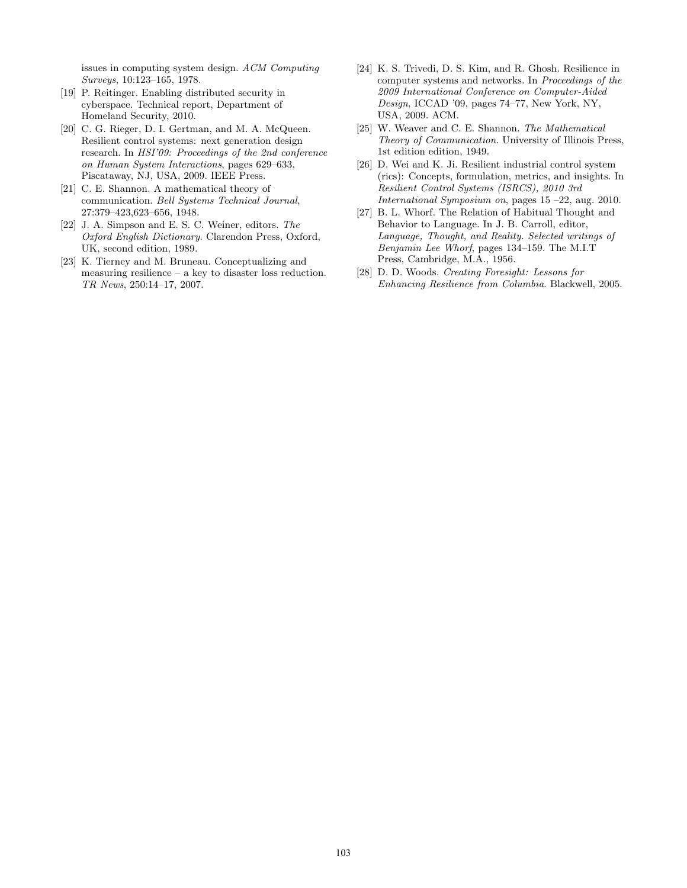issues in computing system design. *ACM Computing Surveys*, 10:123–165, 1978.

[19] P. Reitinger. Enabling distributed security in cyberspace. Technical report, Department of Homeland Security, 2010.

[20] C. G. Rieger, D. I. Gertman, and M. A. McQueen. Resilient control systems: next generation design research. In *HSI'09: Proceedings of the 2nd conference on Human System Interactions*, pages 629–633, Piscataway, NJ, USA, 2009. IEEE Press.

[21] C. E. Shannon. A mathematical theory of communication. *Bell Systems Technical Journal*, 27:379–423,623–656, 1948.

[22] J. A. Simpson and E. S. C. Weiner, editors. *The Oxford English Dictionary*. Clarendon Press, Oxford, UK, second edition, 1989.

[23] K. Tierney and M. Bruneau. Conceptualizing and measuring resilience – a key to disaster loss reduction. *TR News*, 250:14–17, 2007.

[24] K. S. Trivedi, D. S. Kim, and R. Ghosh. Resilience in computer systems and networks. In *Proceedings of the 2009 International Conference on Computer-Aided Design*, ICCAD '09, pages 74–77, New York, NY, USA, 2009. ACM.

[25] W. Weaver and C. E. Shannon. *The Mathematical Theory of Communication*. University of Illinois Press, 1st edition edition, 1949.

[26] D. Wei and K. Ji. Resilient industrial control system (rics): Concepts, formulation, metrics, and insights. In *Resilient Control Systems (ISRCS), 2010 3rd International Symposium on*, pages 15 –22, aug. 2010.

[27] B. L. Whorf. The Relation of Habitual Thought and Behavior to Language. In J. B. Carroll, editor, *Language, Thought, and Reality. Selected writings of Benjamin Lee Whorf*, pages 134–159. The M.I.T Press, Cambridge, M.A., 1956.

[28] D. D. Woods. *Creating Foresight: Lessons for Enhancing Resilience from Columbia*. Blackwell, 2005.